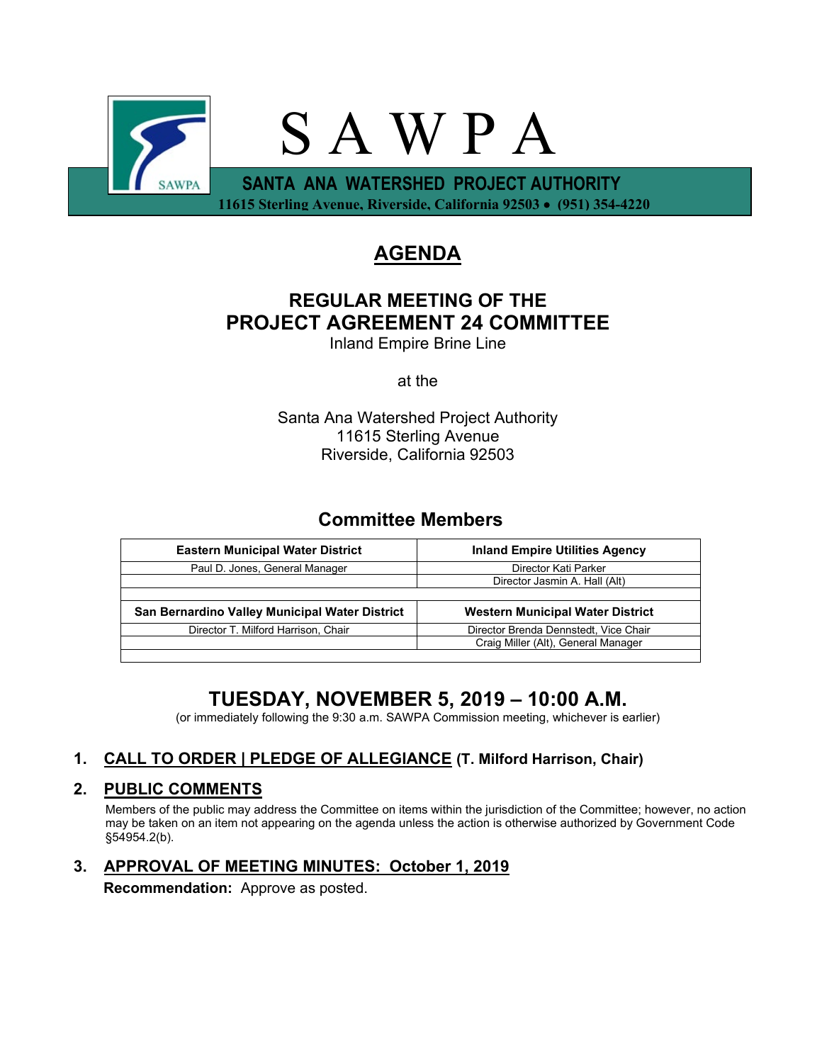# S A W P A

**SANTA ANA WATERSHED PROJECT AUTHORITY**
**11615 Sterling Avenue, Riverside, California 92503 • (951) 354-4220**

## AGENDA

### REGULAR MEETING OF THE PROJECT AGREEMENT 24 COMMITTEE

Inland Empire Brine Line

at the

Santa Ana Watershed Project Authority
11615 Sterling Avenue
Riverside, California 92503

### Committee Members

| Eastern Municipal Water District | Inland Empire Utilities Agency |
|---|---|
| Paul D. Jones, General Manager | Director Kati Parker |
| | Director Jasmin A. Hall (Alt) |
| | |
| **San Bernardino Valley Municipal Water District** | **Western Municipal Water District** |
| Director T. Milford Harrison, Chair | Director Brenda Dennstedt, Vice Chair |
| | Craig Miller (Alt), General Manager |
| | |

## TUESDAY, NOVEMBER 5, 2019 – 10:00 A.M.

(or immediately following the 9:30 a.m. SAWPA Commission meeting, whichever is earlier)

1. **CALL TO ORDER | PLEDGE OF ALLEGIANCE (T. Milford Harrison, Chair)**

2. **PUBLIC COMMENTS**

   Members of the public may address the Committee on items within the jurisdiction of the Committee; however, no action may be taken on an item not appearing on the agenda unless the action is otherwise authorized by Government Code §54954.2(b).

3. **APPROVAL OF MEETING MINUTES: October 1, 2019**

   **Recommendation:** Approve as posted.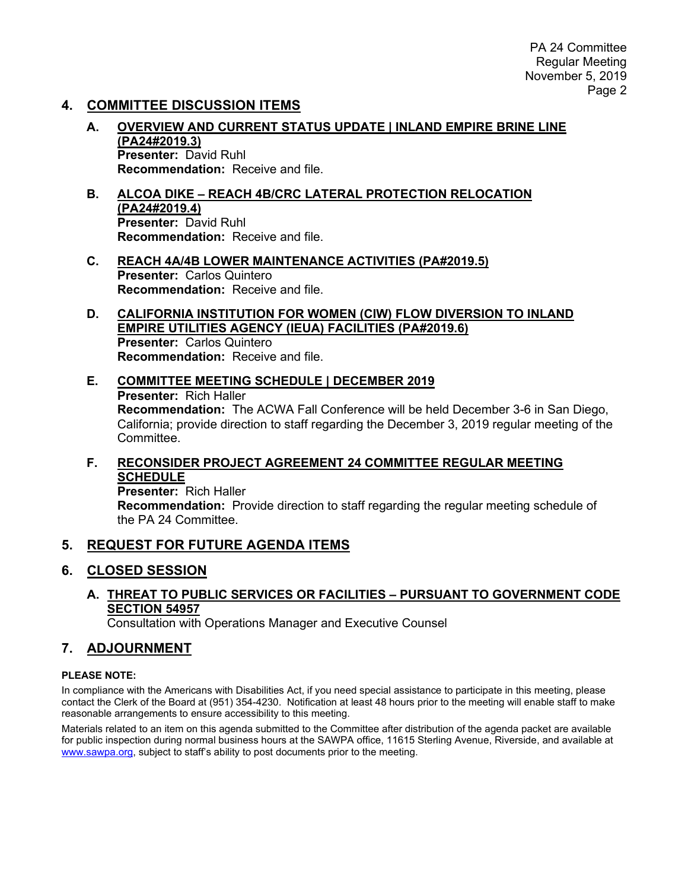## 4. COMMITTEE DISCUSSION ITEMS

**A. OVERVIEW AND CURRENT STATUS UPDATE | INLAND EMPIRE BRINE LINE (PA24#2019.3)**
**Presenter:** David Ruhl
**Recommendation:** Receive and file.

**B. ALCOA DIKE – REACH 4B/CRC LATERAL PROTECTION RELOCATION (PA24#2019.4)**
**Presenter:** David Ruhl
**Recommendation:** Receive and file.

**C. REACH 4A/4B LOWER MAINTENANCE ACTIVITIES (PA#2019.5)**
**Presenter:** Carlos Quintero
**Recommendation:** Receive and file.

**D. CALIFORNIA INSTITUTION FOR WOMEN (CIW) FLOW DIVERSION TO INLAND EMPIRE UTILITIES AGENCY (IEUA) FACILITIES (PA#2019.6)**
**Presenter:** Carlos Quintero
**Recommendation:** Receive and file.

**E. COMMITTEE MEETING SCHEDULE | DECEMBER 2019**
**Presenter:** Rich Haller
**Recommendation:** The ACWA Fall Conference will be held December 3-6 in San Diego, California; provide direction to staff regarding the December 3, 2019 regular meeting of the Committee.

**F. RECONSIDER PROJECT AGREEMENT 24 COMMITTEE REGULAR MEETING SCHEDULE**
**Presenter:** Rich Haller
**Recommendation:** Provide direction to staff regarding the regular meeting schedule of the PA 24 Committee.

## 5. REQUEST FOR FUTURE AGENDA ITEMS

## 6. CLOSED SESSION

**A. THREAT TO PUBLIC SERVICES OR FACILITIES – PURSUANT TO GOVERNMENT CODE SECTION 54957**
Consultation with Operations Manager and Executive Counsel

## 7. ADJOURNMENT

**PLEASE NOTE:**

In compliance with the Americans with Disabilities Act, if you need special assistance to participate in this meeting, please contact the Clerk of the Board at (951) 354-4230. Notification at least 48 hours prior to the meeting will enable staff to make reasonable arrangements to ensure accessibility to this meeting.

Materials related to an item on this agenda submitted to the Committee after distribution of the agenda packet are available for public inspection during normal business hours at the SAWPA office, 11615 Sterling Avenue, Riverside, and available at www.sawpa.org, subject to staff's ability to post documents prior to the meeting.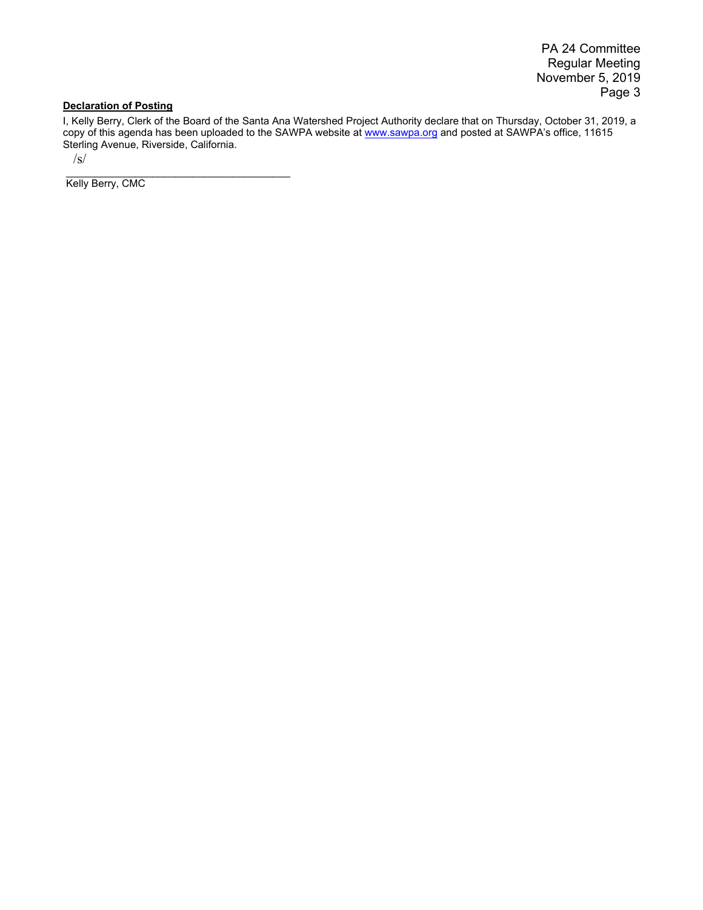**Declaration of Posting**

I, Kelly Berry, Clerk of the Board of the Santa Ana Watershed Project Authority declare that on Thursday, October 31, 2019, a copy of this agenda has been uploaded to the SAWPA website at www.sawpa.org and posted at SAWPA's office, 11615 Sterling Avenue, Riverside, California.

/s/

_______________________________________

Kelly Berry, CMC